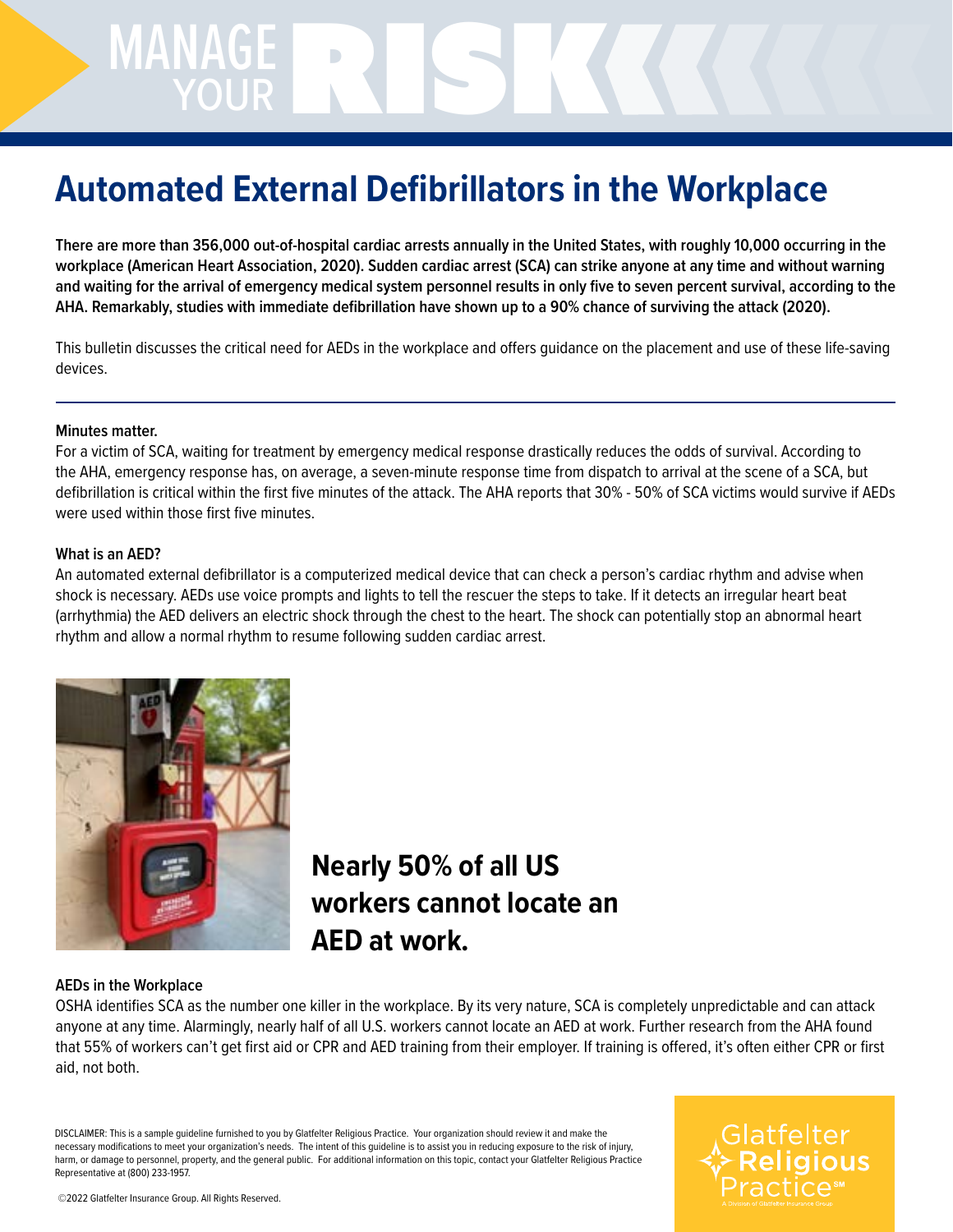# Automated External Defibrillators in the Workplace

**There are more than 356,000 out-of-hospital cardiac arrests annually in the United States, with roughly 10,000 occurring in the workplace (American Heart Association, 2020). Sudden cardiac arrest (SCA) can strike anyone at any time and without warning and waiting for the arrival of emergency medical system personnel results in only five to seven percent survival, according to the AHA. Remarkably, studies with immediate defibrillation have shown up to a 90% chance of surviving the attack (2020).**

This bulletin discusses the critical need for AEDs in the workplace and offers guidance on the placement and use of these life-saving devices.

---

**Minutes matter.**

For a victim of SCA, waiting for treatment by emergency medical response drastically reduces the odds of survival. According to the AHA, emergency response has, on average, a seven-minute response time from dispatch to arrival at the scene of a SCA, but defibrillation is critical within the first five minutes of the attack. The AHA reports that 30% - 50% of SCA victims would survive if AEDs were used within those first five minutes.

**What is an AED?**

An automated external defibrillator is a computerized medical device that can check a person's cardiac rhythm and advise when shock is necessary. AEDs use voice prompts and lights to tell the rescuer the steps to take. If it detects an irregular heart beat (arrhythmia) the AED delivers an electric shock through the chest to the heart. The shock can potentially stop an abnormal heart rhythm and allow a normal rhythm to resume following sudden cardiac arrest.

**Nearly 50% of all US workers cannot locate an AED at work.**

**AEDs in the Workplace**

OSHA identifies SCA as the number one killer in the workplace. By its very nature, SCA is completely unpredictable and can attack anyone at any time. Alarmingly, nearly half of all U.S. workers cannot locate an AED at work. Further research from the AHA found that 55% of workers can't get first aid or CPR and AED training from their employer. If training is offered, it's often either CPR or first aid, not both.

DISCLAIMER: This is a sample guideline furnished to you by Glatfelter Religious Practice. Your organization should review it and make the necessary modifications to meet your organization's needs. The intent of this guideline is to assist you in reducing exposure to the risk of injury, harm, or damage to personnel, property, and the general public. For additional information on this topic, contact your Glatfelter Religious Practice Representative at (800) 233-1957.

©2022 Glatfelter Insurance Group. All Rights Reserved.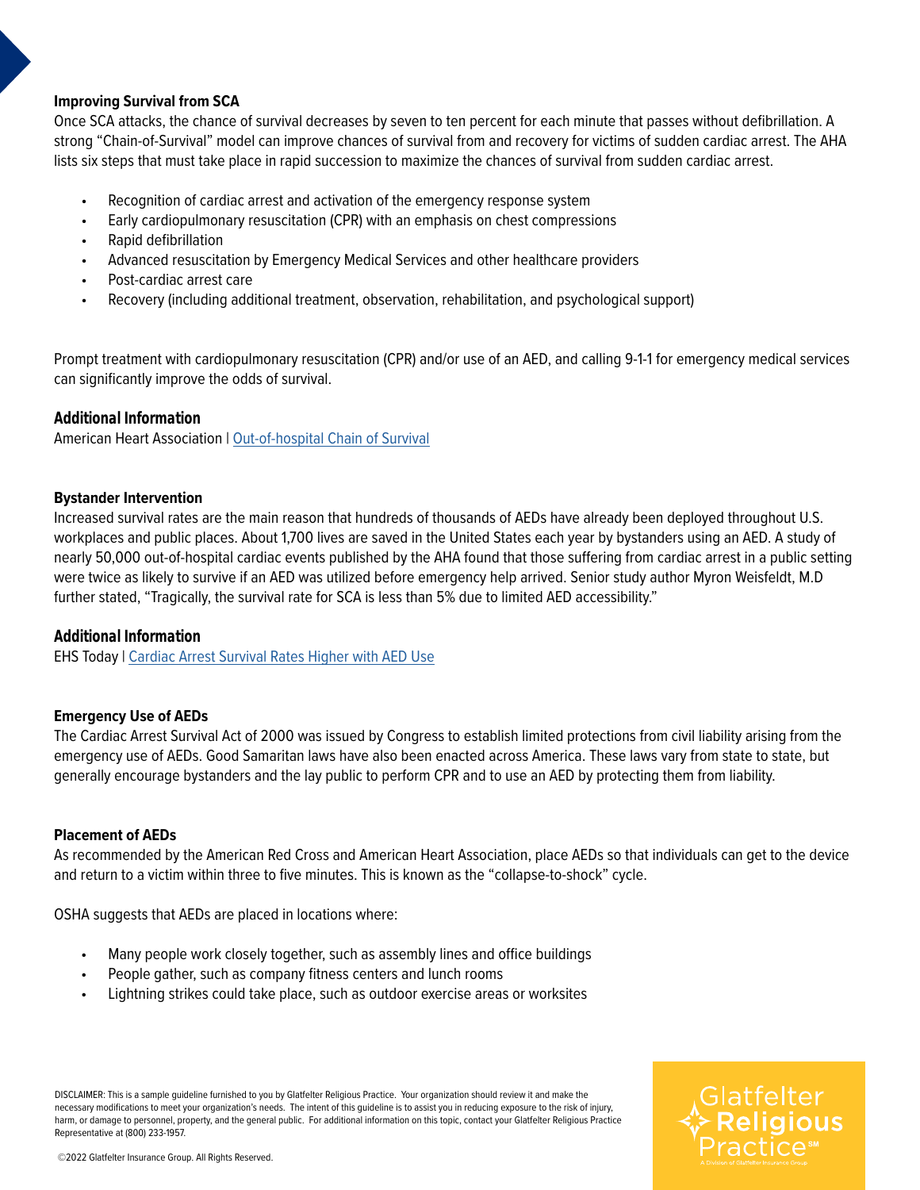**Improving Survival from SCA**

Once SCA attacks, the chance of survival decreases by seven to ten percent for each minute that passes without defibrillation. A strong "Chain-of-Survival" model can improve chances of survival from and recovery for victims of sudden cardiac arrest. The AHA lists six steps that must take place in rapid succession to maximize the chances of survival from sudden cardiac arrest.

- Recognition of cardiac arrest and activation of the emergency response system
- Early cardiopulmonary resuscitation (CPR) with an emphasis on chest compressions
- Rapid defibrillation
- Advanced resuscitation by Emergency Medical Services and other healthcare providers
- Post-cardiac arrest care
- Recovery (including additional treatment, observation, rehabilitation, and psychological support)

Prompt treatment with cardiopulmonary resuscitation (CPR) and/or use of an AED, and calling 9-1-1 for emergency medical services can significantly improve the odds of survival.

**Additional Information**

American Heart Association | Out-of-hospital Chain of Survival

**Bystander Intervention**

Increased survival rates are the main reason that hundreds of thousands of AEDs have already been deployed throughout U.S. workplaces and public places. About 1,700 lives are saved in the United States each year by bystanders using an AED. A study of nearly 50,000 out-of-hospital cardiac events published by the AHA found that those suffering from cardiac arrest in a public setting were twice as likely to survive if an AED was utilized before emergency help arrived. Senior study author Myron Weisfeldt, M.D further stated, "Tragically, the survival rate for SCA is less than 5% due to limited AED accessibility."

**Additional Information**

EHS Today | Cardiac Arrest Survival Rates Higher with AED Use

**Emergency Use of AEDs**

The Cardiac Arrest Survival Act of 2000 was issued by Congress to establish limited protections from civil liability arising from the emergency use of AEDs. Good Samaritan laws have also been enacted across America. These laws vary from state to state, but generally encourage bystanders and the lay public to perform CPR and to use an AED by protecting them from liability.

**Placement of AEDs**

As recommended by the American Red Cross and American Heart Association, place AEDs so that individuals can get to the device and return to a victim within three to five minutes. This is known as the "collapse-to-shock" cycle.

OSHA suggests that AEDs are placed in locations where:

- Many people work closely together, such as assembly lines and office buildings
- People gather, such as company fitness centers and lunch rooms
- Lightning strikes could take place, such as outdoor exercise areas or worksites

DISCLAIMER: This is a sample guideline furnished to you by Glatfelter Religious Practice. Your organization should review it and make the necessary modifications to meet your organization's needs. The intent of this guideline is to assist you in reducing exposure to the risk of injury, harm, or damage to personnel, property, and the general public. For additional information on this topic, contact your Glatfelter Religious Practice Representative at (800) 233-1957.

©2022 Glatfelter Insurance Group. All Rights Reserved.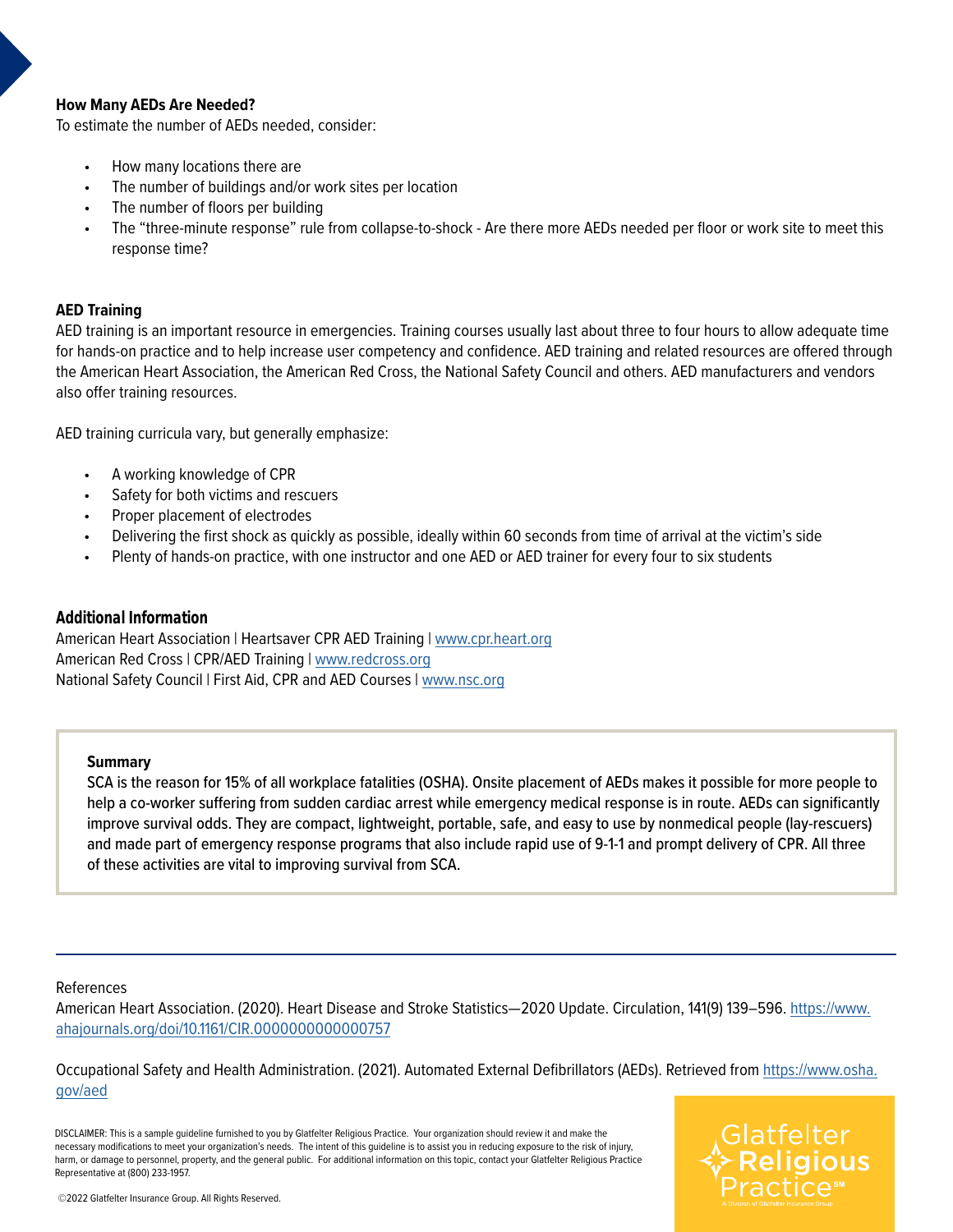**How Many AEDs Are Needed?**

To estimate the number of AEDs needed, consider:

- How many locations there are
- The number of buildings and/or work sites per location
- The number of floors per building
- The "three-minute response" rule from collapse-to-shock - Are there more AEDs needed per floor or work site to meet this response time?

**AED Training**

AED training is an important resource in emergencies. Training courses usually last about three to four hours to allow adequate time for hands-on practice and to help increase user competency and confidence. AED training and related resources are offered through the American Heart Association, the American Red Cross, the National Safety Council and others. AED manufacturers and vendors also offer training resources.

AED training curricula vary, but generally emphasize:

- A working knowledge of CPR
- Safety for both victims and rescuers
- Proper placement of electrodes
- Delivering the first shock as quickly as possible, ideally within 60 seconds from time of arrival at the victim's side
- Plenty of hands-on practice, with one instructor and one AED or AED trainer for every four to six students

**Additional Information**

American Heart Association | Heartsaver CPR AED Training | www.cpr.heart.org
American Red Cross | CPR/AED Training | www.redcross.org
National Safety Council | First Aid, CPR and AED Courses | www.nsc.org

**Summary**

SCA is the reason for 15% of all workplace fatalities (OSHA). Onsite placement of AEDs makes it possible for more people to help a co-worker suffering from sudden cardiac arrest while emergency medical response is in route. AEDs can significantly improve survival odds. They are compact, lightweight, portable, safe, and easy to use by nonmedical people (lay-rescuers) and made part of emergency response programs that also include rapid use of 9-1-1 and prompt delivery of CPR. All three of these activities are vital to improving survival from SCA.

References

American Heart Association. (2020). Heart Disease and Stroke Statistics—2020 Update. Circulation, 141(9) 139–596. https://www.ahajournals.org/doi/10.1161/CIR.0000000000000757

Occupational Safety and Health Administration. (2021). Automated External Defibrillators (AEDs). Retrieved from https://www.osha.gov/aed

DISCLAIMER: This is a sample guideline furnished to you by Glatfelter Religious Practice. Your organization should review it and make the necessary modifications to meet your organization's needs. The intent of this guideline is to assist you in reducing exposure to the risk of injury, harm, or damage to personnel, property, and the general public. For additional information on this topic, contact your Glatfelter Religious Practice Representative at (800) 233-1957.

©2022 Glatfelter Insurance Group. All Rights Reserved.

Glatfelter Religious Practice℠
A Division of Glatfelter Insurance Group